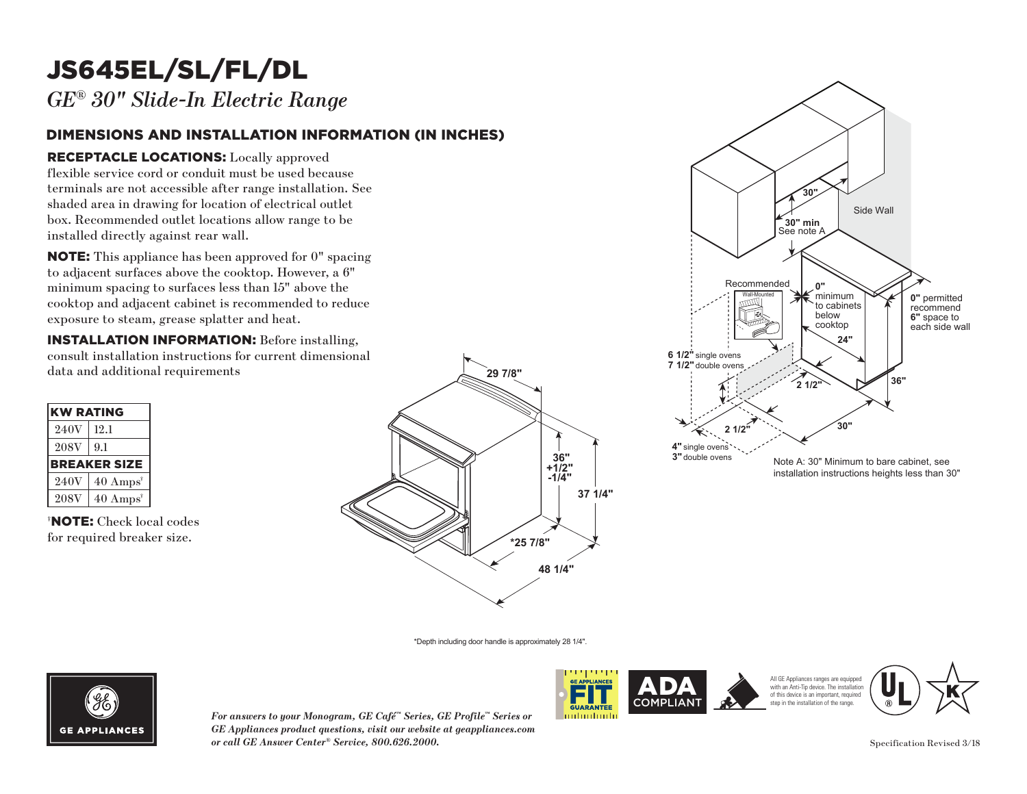# JS645EL/SL/FL/DL

*GE® 30" Slide-In Electric Range*

## DIMENSIONS AND INSTALLATION INFORMATION (IN INCHES)

**RECEPTACLE LOCATIONS:** Locally approved flexible service cord or conduit must be used because terminals are not accessible after range installation. See shaded area in drawing for location of electrical outlet box. Recommended outlet locations allow range to be installed directly against rear wall.

**NOTE:** This appliance has been approved for 0" spacing to adjacent surfaces above the cooktop. However, a 6" minimum spacing to surfaces less than 15" above the cooktop and adjacent cabinet is recommended to reduce exposure to steam, grease splatter and heat.

**INSTALLATION INFORMATION:** Before installing, consult installation instructions for current dimensional data and additional requirements

| KW RATING | |
|---|---|
| 240V | 12.1 |
| 208V | 9.1 |
| **BREAKER SIZE** | |
| 240V | 40 Amps† |
| 208V | 40 Amps† |

†**NOTE:** Check local codes for required breaker size.

29 7/8"

36" +1/2" -1/4"

37 1/4"

*25 7/8"

48 1/4"

30"

30" min
See note A

Side Wall

Recommended
Wall-Mounted

0" minimum to cabinets below cooktop

0" permitted recommend 6" space to each side wall

24"

6 1/2" single ovens
7 1/2" double ovens

2 1/2"

36"

2 1/2"

30"

4" single ovens
3" double ovens

Note A: 30" Minimum to bare cabinet, see installation instructions heights less than 30"

*Depth including door handle is approximately 28 1/4".

GE APPLIANCES

*For answers to your Monogram, GE Café™ Series, GE Profile™ Series or GE Appliances product questions, visit our website at geappliances.com or call GE Answer Center® Service, 800.626.2000.*

GE APPLIANCES FIT GUARANTEE

ADA COMPLIANT

All GE Appliances ranges are equipped with an Anti-Tip device. The installation of this device is an important, required step in the installation of the range.

Specification Revised 3/18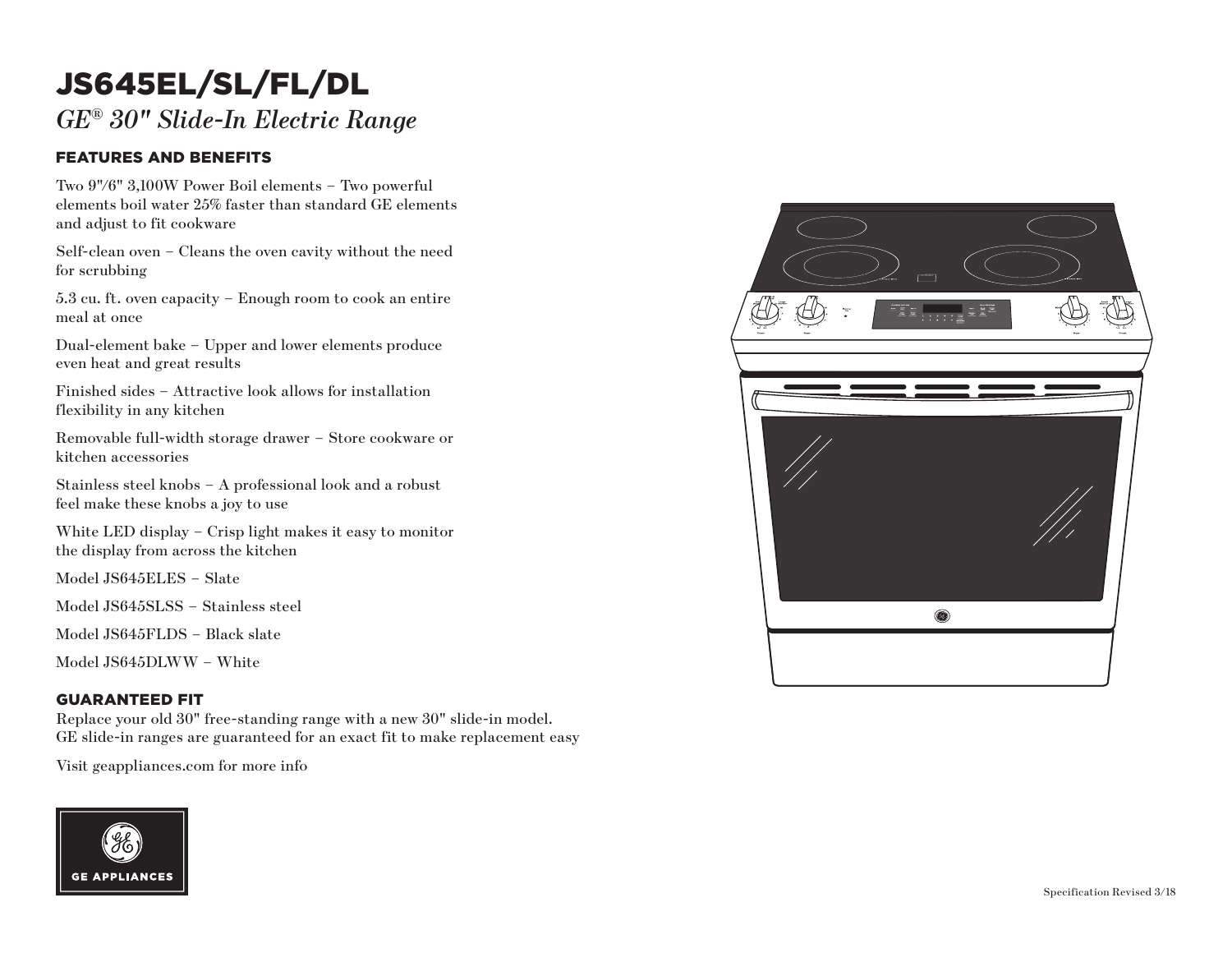# JS645EL/SL/FL/DL

*GE® 30" Slide-In Electric Range*

## FEATURES AND BENEFITS

Two 9"/6" 3,100W Power Boil elements – Two powerful elements boil water 25% faster than standard GE elements and adjust to fit cookware

Self-clean oven – Cleans the oven cavity without the need for scrubbing

5.3 cu. ft. oven capacity – Enough room to cook an entire meal at once

Dual-element bake – Upper and lower elements produce even heat and great results

Finished sides – Attractive look allows for installation flexibility in any kitchen

Removable full-width storage drawer – Store cookware or kitchen accessories

Stainless steel knobs – A professional look and a robust feel make these knobs a joy to use

White LED display – Crisp light makes it easy to monitor the display from across the kitchen

Model JS645ELES – Slate

Model JS645SLSS – Stainless steel

Model JS645FLDS – Black slate

Model JS645DLWW – White

## GUARANTEED FIT

Replace your old 30" free-standing range with a new 30" slide-in model. GE slide-in ranges are guaranteed for an exact fit to make replacement easy

Visit geappliances.com for more info

GE APPLIANCES

Specification Revised 3/18